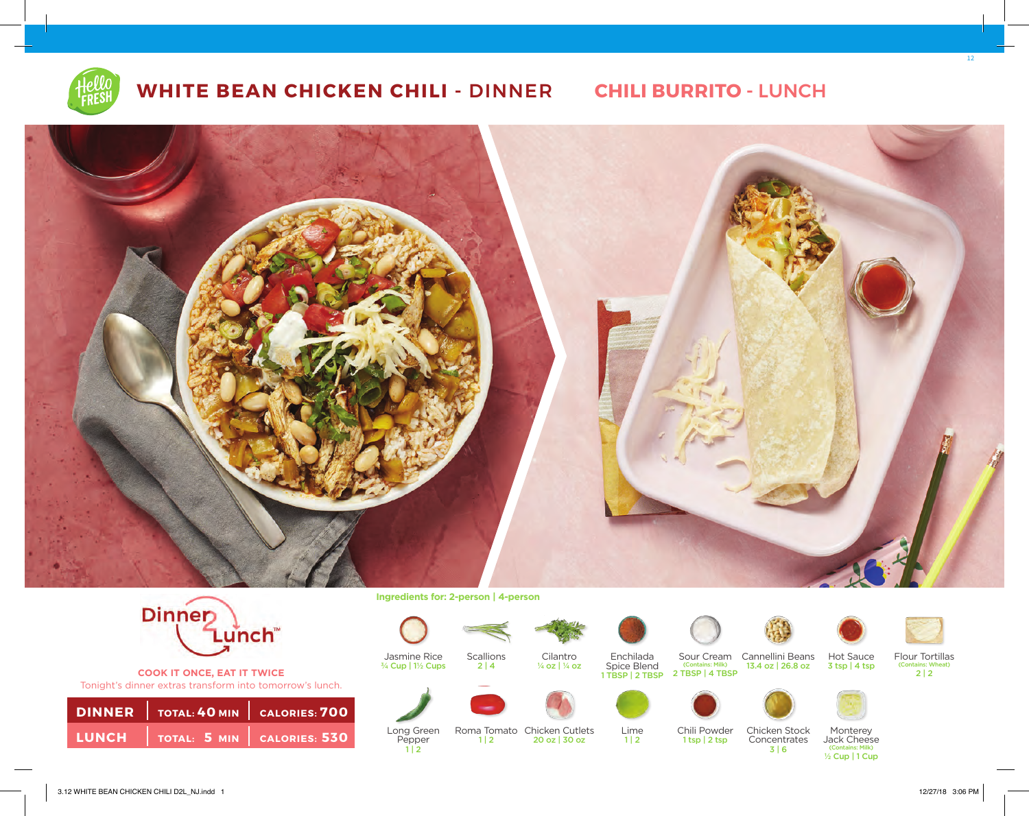# WHITE BEAN CHICKEN CHILI - DINNER    CHILI BURRITO - LUNCH

**Dinner 2 Lunch™**

**COOK IT ONCE, EAT IT TWICE**

Tonight's dinner extras transform into tomorrow's lunch.

| | | |
|---|---|---|
| **DINNER** | TOTAL: **40** MIN | CALORIES: **700** |
| **LUNCH** | TOTAL: **5** MIN | CALORIES: **530** |

**Ingredients for: 2-person | 4-person**

- Jasmine Rice ¾ Cup | 1½ Cups
- Scallions 2 | 4
- Cilantro ¼ oz | ¼ oz
- Enchilada Spice Blend 1 TBSP | 2 TBSP
- Sour Cream (Contains: Milk) 2 TBSP | 4 TBSP
- Cannellini Beans 13.4 oz | 26.8 oz
- Hot Sauce 3 tsp | 4 tsp
- Flour Tortillas (Contains: Wheat) 2 | 2
- Long Green Pepper 1 | 2
- Roma Tomato 1 | 2
- Chicken Cutlets 20 oz | 30 oz
- Lime 1 | 2
- Chili Powder 1 tsp | 2 tsp
- Chicken Stock Concentrates 3 | 6
- Monterey Jack Cheese (Contains: Milk) ½ Cup | 1 Cup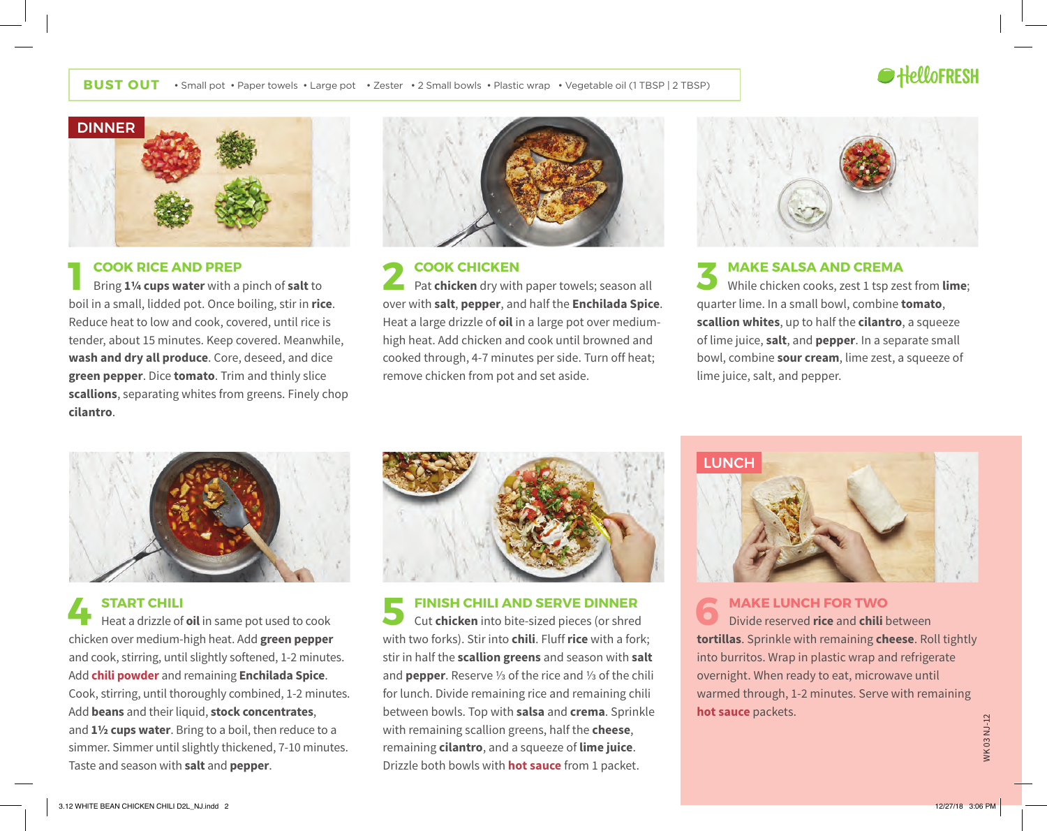**BUST OUT** • Small pot • Paper towels • Large pot • Zester • 2 Small bowls • Plastic wrap • Vegetable oil (1 TBSP | 2 TBSP)

HelloFRESH

DINNER

## 1 COOK RICE AND PREP

Bring **1¼ cups water** with a pinch of **salt** to boil in a small, lidded pot. Once boiling, stir in **rice**. Reduce heat to low and cook, covered, until rice is tender, about 15 minutes. Keep covered. Meanwhile, **wash and dry all produce**. Core, deseed, and dice **green pepper**. Dice **tomato**. Trim and thinly slice **scallions**, separating whites from greens. Finely chop **cilantro**.

## 2 COOK CHICKEN

Pat **chicken** dry with paper towels; season all over with **salt**, **pepper**, and half the **Enchilada Spice**. Heat a large drizzle of **oil** in a large pot over medium-high heat. Add chicken and cook until browned and cooked through, 4-7 minutes per side. Turn off heat; remove chicken from pot and set aside.

## 3 MAKE SALSA AND CREMA

While chicken cooks, zest 1 tsp zest from **lime**; quarter lime. In a small bowl, combine **tomato**, **scallion whites**, up to half the **cilantro**, a squeeze of lime juice, **salt**, and **pepper**. In a separate small bowl, combine **sour cream**, lime zest, a squeeze of lime juice, salt, and pepper.

## 4 START CHILI

Heat a drizzle of **oil** in same pot used to cook chicken over medium-high heat. Add **green pepper** and cook, stirring, until slightly softened, 1-2 minutes. Add **chili powder** and remaining **Enchilada Spice**. Cook, stirring, until thoroughly combined, 1-2 minutes. Add **beans** and their liquid, **stock concentrates**, and **1½ cups water**. Bring to a boil, then reduce to a simmer. Simmer until slightly thickened, 7-10 minutes. Taste and season with **salt** and **pepper**.

## 5 FINISH CHILI AND SERVE DINNER

Cut **chicken** into bite-sized pieces (or shred with two forks). Stir into **chili**. Fluff **rice** with a fork; stir in half the **scallion greens** and season with **salt** and **pepper**. Reserve ⅓ of the rice and ⅓ of the chili for lunch. Divide remaining rice and remaining chili between bowls. Top with **salsa** and **crema**. Sprinkle with remaining scallion greens, half the **cheese**, remaining **cilantro**, and a squeeze of **lime juice**. Drizzle both bowls with **hot sauce** from 1 packet.

LUNCH

## 6 MAKE LUNCH FOR TWO

Divide reserved **rice** and **chili** between **tortillas**. Sprinkle with remaining **cheese**. Roll tightly into burritos. Wrap in plastic wrap and refrigerate overnight. When ready to eat, microwave until warmed through, 1-2 minutes. Serve with remaining **hot sauce** packets.

WK 03 NJ-12